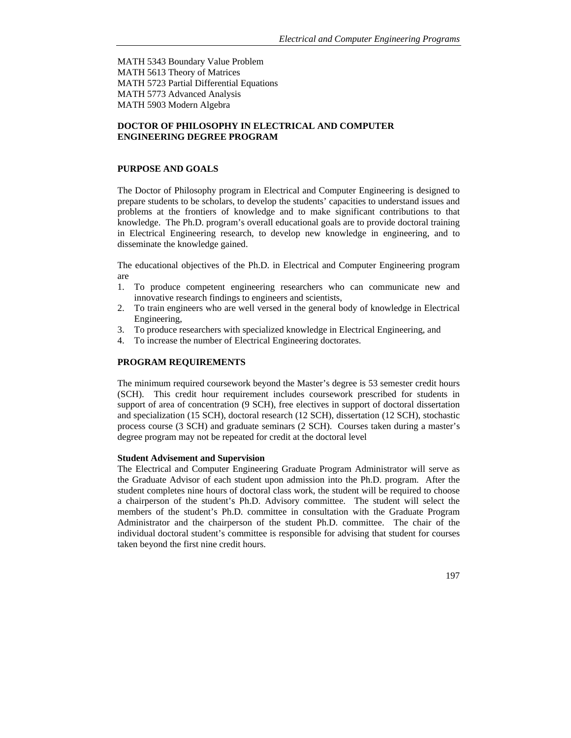MATH 5343 Boundary Value Problem
MATH 5613 Theory of Matrices
MATH 5723 Partial Differential Equations
MATH 5773 Advanced Analysis
MATH 5903 Modern Algebra

## DOCTOR OF PHILOSOPHY IN ELECTRICAL AND COMPUTER ENGINEERING DEGREE PROGRAM

### PURPOSE AND GOALS

The Doctor of Philosophy program in Electrical and Computer Engineering is designed to prepare students to be scholars, to develop the students' capacities to understand issues and problems at the frontiers of knowledge and to make significant contributions to that knowledge. The Ph.D. program's overall educational goals are to provide doctoral training in Electrical Engineering research, to develop new knowledge in engineering, and to disseminate the knowledge gained.

The educational objectives of the Ph.D. in Electrical and Computer Engineering program are

1. To produce competent engineering researchers who can communicate new and innovative research findings to engineers and scientists,
2. To train engineers who are well versed in the general body of knowledge in Electrical Engineering,
3. To produce researchers with specialized knowledge in Electrical Engineering, and
4. To increase the number of Electrical Engineering doctorates.

### PROGRAM REQUIREMENTS

The minimum required coursework beyond the Master's degree is 53 semester credit hours (SCH). This credit hour requirement includes coursework prescribed for students in support of area of concentration (9 SCH), free electives in support of doctoral dissertation and specialization (15 SCH), doctoral research (12 SCH), dissertation (12 SCH), stochastic process course (3 SCH) and graduate seminars (2 SCH). Courses taken during a master's degree program may not be repeated for credit at the doctoral level

**Student Advisement and Supervision**

The Electrical and Computer Engineering Graduate Program Administrator will serve as the Graduate Advisor of each student upon admission into the Ph.D. program. After the student completes nine hours of doctoral class work, the student will be required to choose a chairperson of the student's Ph.D. Advisory committee. The student will select the members of the student's Ph.D. committee in consultation with the Graduate Program Administrator and the chairperson of the student Ph.D. committee. The chair of the individual doctoral student's committee is responsible for advising that student for courses taken beyond the first nine credit hours.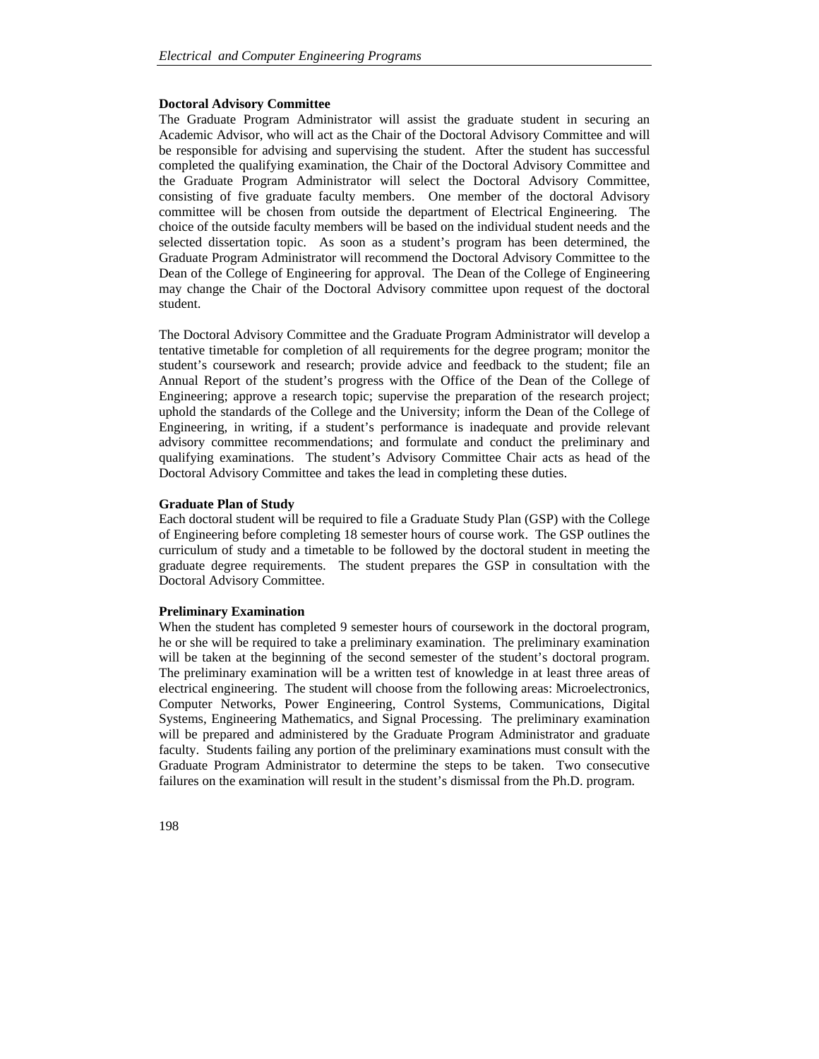### Doctoral Advisory Committee

The Graduate Program Administrator will assist the graduate student in securing an Academic Advisor, who will act as the Chair of the Doctoral Advisory Committee and will be responsible for advising and supervising the student. After the student has successful completed the qualifying examination, the Chair of the Doctoral Advisory Committee and the Graduate Program Administrator will select the Doctoral Advisory Committee, consisting of five graduate faculty members. One member of the doctoral Advisory committee will be chosen from outside the department of Electrical Engineering. The choice of the outside faculty members will be based on the individual student needs and the selected dissertation topic. As soon as a student's program has been determined, the Graduate Program Administrator will recommend the Doctoral Advisory Committee to the Dean of the College of Engineering for approval. The Dean of the College of Engineering may change the Chair of the Doctoral Advisory committee upon request of the doctoral student.

The Doctoral Advisory Committee and the Graduate Program Administrator will develop a tentative timetable for completion of all requirements for the degree program; monitor the student's coursework and research; provide advice and feedback to the student; file an Annual Report of the student's progress with the Office of the Dean of the College of Engineering; approve a research topic; supervise the preparation of the research project; uphold the standards of the College and the University; inform the Dean of the College of Engineering, in writing, if a student's performance is inadequate and provide relevant advisory committee recommendations; and formulate and conduct the preliminary and qualifying examinations. The student's Advisory Committee Chair acts as head of the Doctoral Advisory Committee and takes the lead in completing these duties.

### Graduate Plan of Study

Each doctoral student will be required to file a Graduate Study Plan (GSP) with the College of Engineering before completing 18 semester hours of course work. The GSP outlines the curriculum of study and a timetable to be followed by the doctoral student in meeting the graduate degree requirements. The student prepares the GSP in consultation with the Doctoral Advisory Committee.

### Preliminary Examination

When the student has completed 9 semester hours of coursework in the doctoral program, he or she will be required to take a preliminary examination. The preliminary examination will be taken at the beginning of the second semester of the student's doctoral program. The preliminary examination will be a written test of knowledge in at least three areas of electrical engineering. The student will choose from the following areas: Microelectronics, Computer Networks, Power Engineering, Control Systems, Communications, Digital Systems, Engineering Mathematics, and Signal Processing. The preliminary examination will be prepared and administered by the Graduate Program Administrator and graduate faculty. Students failing any portion of the preliminary examinations must consult with the Graduate Program Administrator to determine the steps to be taken. Two consecutive failures on the examination will result in the student's dismissal from the Ph.D. program.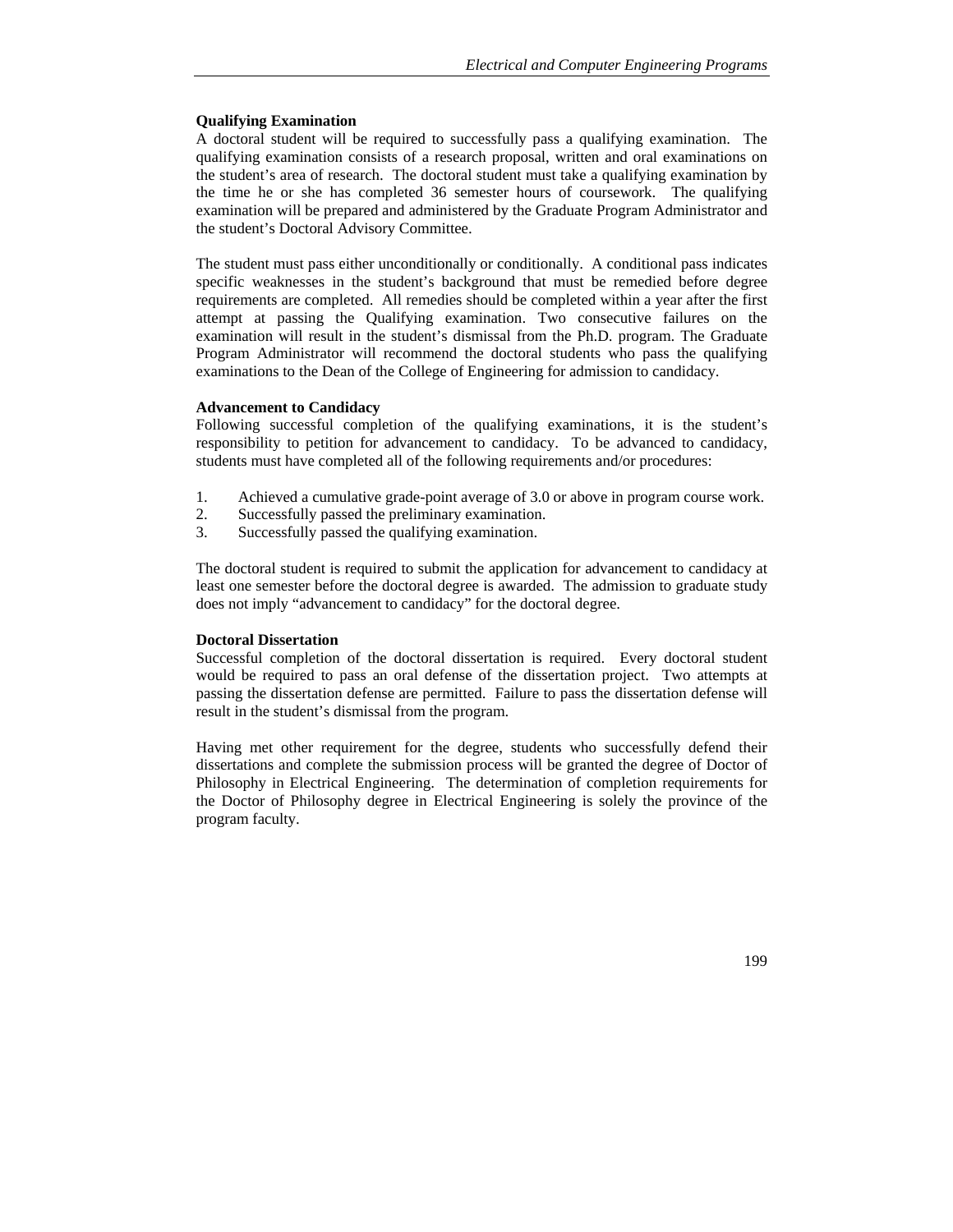### Qualifying Examination

A doctoral student will be required to successfully pass a qualifying examination. The qualifying examination consists of a research proposal, written and oral examinations on the student's area of research. The doctoral student must take a qualifying examination by the time he or she has completed 36 semester hours of coursework. The qualifying examination will be prepared and administered by the Graduate Program Administrator and the student's Doctoral Advisory Committee.

The student must pass either unconditionally or conditionally. A conditional pass indicates specific weaknesses in the student's background that must be remedied before degree requirements are completed. All remedies should be completed within a year after the first attempt at passing the Qualifying examination. Two consecutive failures on the examination will result in the student's dismissal from the Ph.D. program. The Graduate Program Administrator will recommend the doctoral students who pass the qualifying examinations to the Dean of the College of Engineering for admission to candidacy.

### Advancement to Candidacy

Following successful completion of the qualifying examinations, it is the student's responsibility to petition for advancement to candidacy. To be advanced to candidacy, students must have completed all of the following requirements and/or procedures:

1. Achieved a cumulative grade-point average of 3.0 or above in program course work.
2. Successfully passed the preliminary examination.
3. Successfully passed the qualifying examination.

The doctoral student is required to submit the application for advancement to candidacy at least one semester before the doctoral degree is awarded. The admission to graduate study does not imply "advancement to candidacy" for the doctoral degree.

### Doctoral Dissertation

Successful completion of the doctoral dissertation is required. Every doctoral student would be required to pass an oral defense of the dissertation project. Two attempts at passing the dissertation defense are permitted. Failure to pass the dissertation defense will result in the student's dismissal from the program.

Having met other requirement for the degree, students who successfully defend their dissertations and complete the submission process will be granted the degree of Doctor of Philosophy in Electrical Engineering. The determination of completion requirements for the Doctor of Philosophy degree in Electrical Engineering is solely the province of the program faculty.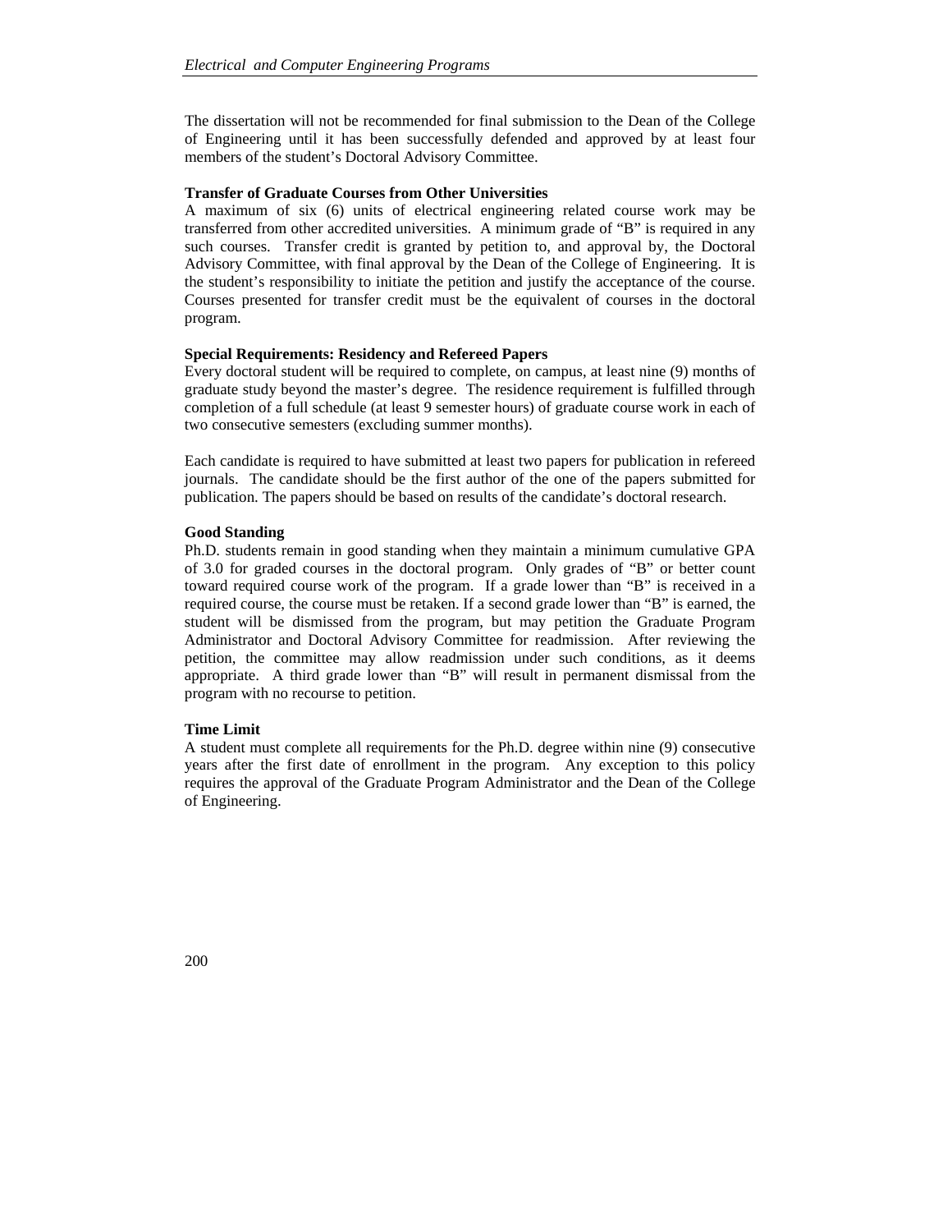The dissertation will not be recommended for final submission to the Dean of the College of Engineering until it has been successfully defended and approved by at least four members of the student's Doctoral Advisory Committee.

**Transfer of Graduate Courses from Other Universities**

A maximum of six (6) units of electrical engineering related course work may be transferred from other accredited universities. A minimum grade of "B" is required in any such courses. Transfer credit is granted by petition to, and approval by, the Doctoral Advisory Committee, with final approval by the Dean of the College of Engineering. It is the student's responsibility to initiate the petition and justify the acceptance of the course. Courses presented for transfer credit must be the equivalent of courses in the doctoral program.

**Special Requirements: Residency and Refereed Papers**

Every doctoral student will be required to complete, on campus, at least nine (9) months of graduate study beyond the master's degree. The residence requirement is fulfilled through completion of a full schedule (at least 9 semester hours) of graduate course work in each of two consecutive semesters (excluding summer months).

Each candidate is required to have submitted at least two papers for publication in refereed journals. The candidate should be the first author of the one of the papers submitted for publication. The papers should be based on results of the candidate's doctoral research.

**Good Standing**

Ph.D. students remain in good standing when they maintain a minimum cumulative GPA of 3.0 for graded courses in the doctoral program. Only grades of "B" or better count toward required course work of the program. If a grade lower than "B" is received in a required course, the course must be retaken. If a second grade lower than "B" is earned, the student will be dismissed from the program, but may petition the Graduate Program Administrator and Doctoral Advisory Committee for readmission. After reviewing the petition, the committee may allow readmission under such conditions, as it deems appropriate. A third grade lower than "B" will result in permanent dismissal from the program with no recourse to petition.

**Time Limit**

A student must complete all requirements for the Ph.D. degree within nine (9) consecutive years after the first date of enrollment in the program. Any exception to this policy requires the approval of the Graduate Program Administrator and the Dean of the College of Engineering.